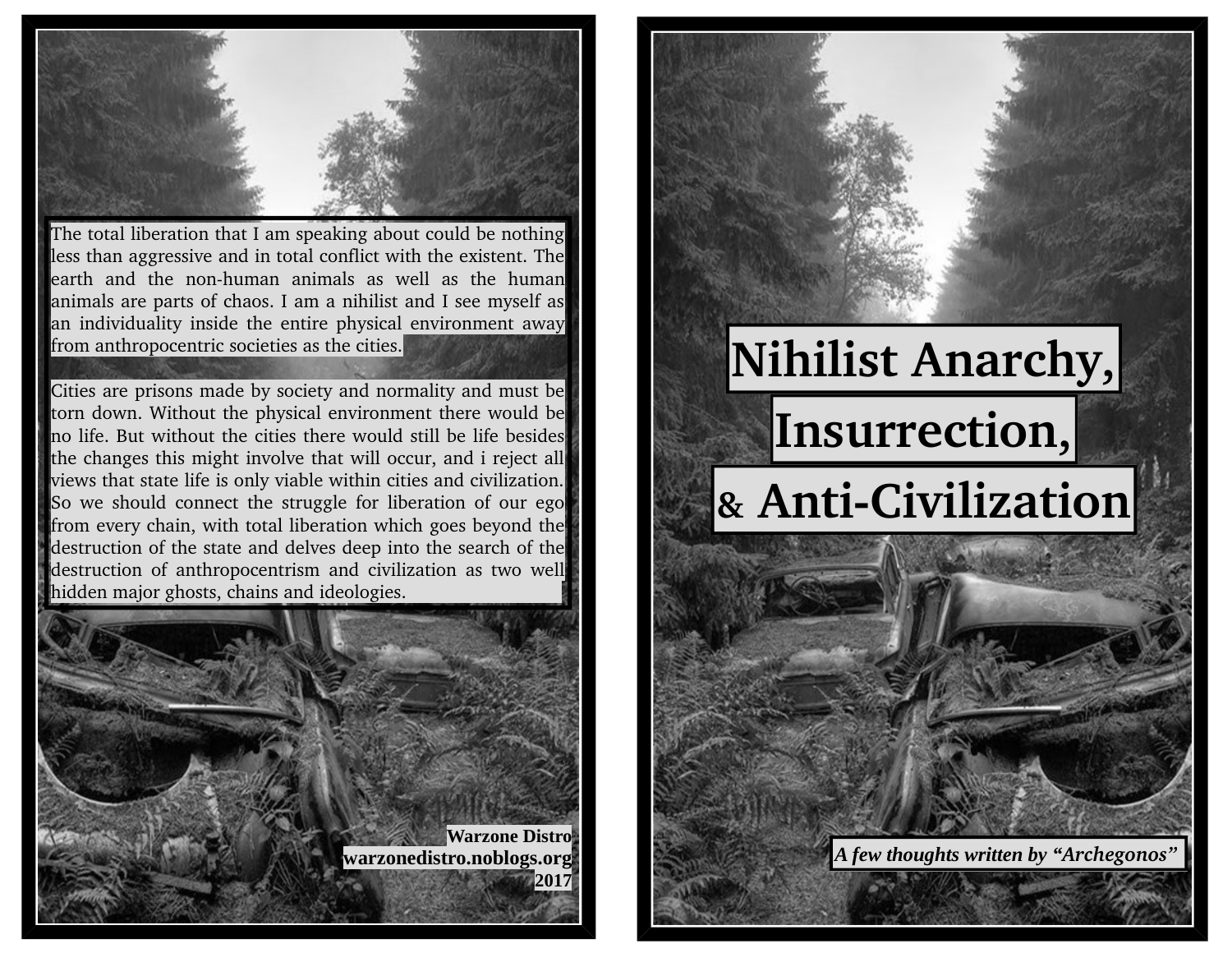The total liberation that I am speaking about could be nothing less than aggressive and in total conflict with the existent. The earth and the non-human animals as well as the human animals are parts of chaos. I am a nihilist and I see myself as an individuality inside the entire physical environment away from anthropocentric societies as the cities.

Cities are prisons made by society and normality and must be torn down. Without the physical environment there would be no life. But without the cities there would still be life besides the changes this might involve that will occur, and i reject all views that state life is only viable within cities and civilization. So we should connect the struggle for liberation of our ego from every chain, with total liberation which goes beyond the destruction of the state and delves deep into the search of the destruction of anthropocentrism and civilization as two well hidden major ghosts, chains and ideologies.

**Warzone Distro**
**warzonedistro.noblogs.org**
**2017**

# Nihilist Anarchy, Insurrection, & Anti-Civilization

*A few thoughts written by "Archegonos"*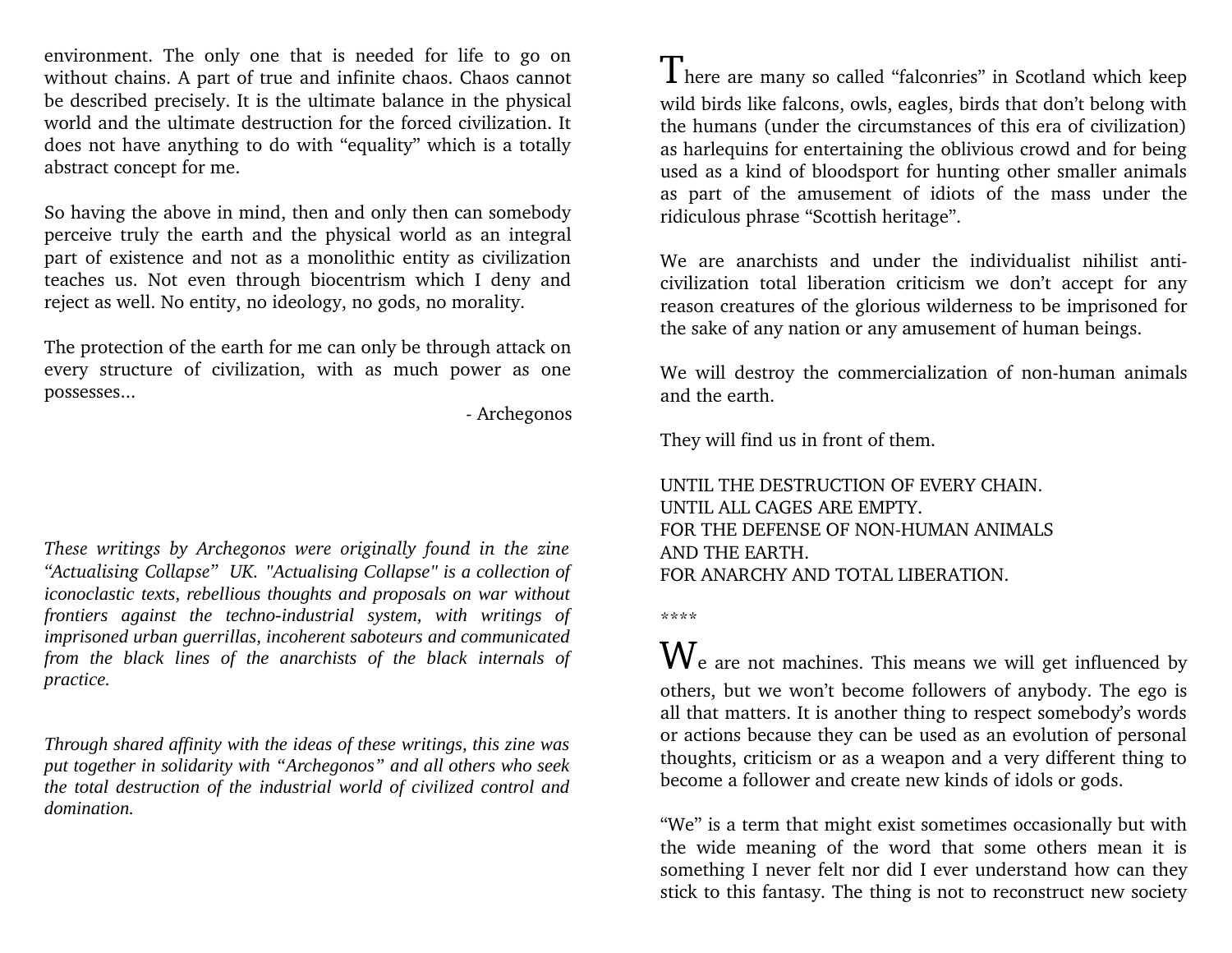environment. The only one that is needed for life to go on without chains. A part of true and infinite chaos. Chaos cannot be described precisely. It is the ultimate balance in the physical world and the ultimate destruction for the forced civilization. It does not have anything to do with "equality" which is a totally abstract concept for me.

So having the above in mind, then and only then can somebody perceive truly the earth and the physical world as an integral part of existence and not as a monolithic entity as civilization teaches us. Not even through biocentrism which I deny and reject as well. No entity, no ideology, no gods, no morality.

The protection of the earth for me can only be through attack on every structure of civilization, with as much power as one possesses...

- Archegonos

*These writings by Archegonos were originally found in the zine "Actualising Collapse" UK. "Actualising Collapse" is a collection of iconoclastic texts, rebellious thoughts and proposals on war without frontiers against the techno-industrial system, with writings of imprisoned urban guerrillas, incoherent saboteurs and communicated from the black lines of the anarchists of the black internals of practice.*

*Through shared affinity with the ideas of these writings, this zine was put together in solidarity with "Archegonos" and all others who seek the total destruction of the industrial world of civilized control and domination.*

There are many so called "falconries" in Scotland which keep wild birds like falcons, owls, eagles, birds that don't belong with the humans (under the circumstances of this era of civilization) as harlequins for entertaining the oblivious crowd and for being used as a kind of bloodsport for hunting other smaller animals as part of the amusement of idiots of the mass under the ridiculous phrase "Scottish heritage".

We are anarchists and under the individualist nihilist anti-civilization total liberation criticism we don't accept for any reason creatures of the glorious wilderness to be imprisoned for the sake of any nation or any amusement of human beings.

We will destroy the commercialization of non-human animals and the earth.

They will find us in front of them.

UNTIL THE DESTRUCTION OF EVERY CHAIN.
UNTIL ALL CAGES ARE EMPTY.
FOR THE DEFENSE OF NON-HUMAN ANIMALS
AND THE EARTH.
FOR ANARCHY AND TOTAL LIBERATION.

****

We are not machines. This means we will get influenced by others, but we won't become followers of anybody. The ego is all that matters. It is another thing to respect somebody's words or actions because they can be used as an evolution of personal thoughts, criticism or as a weapon and a very different thing to become a follower and create new kinds of idols or gods.

"We" is a term that might exist sometimes occasionally but with the wide meaning of the word that some others mean it is something I never felt nor did I ever understand how can they stick to this fantasy. The thing is not to reconstruct new society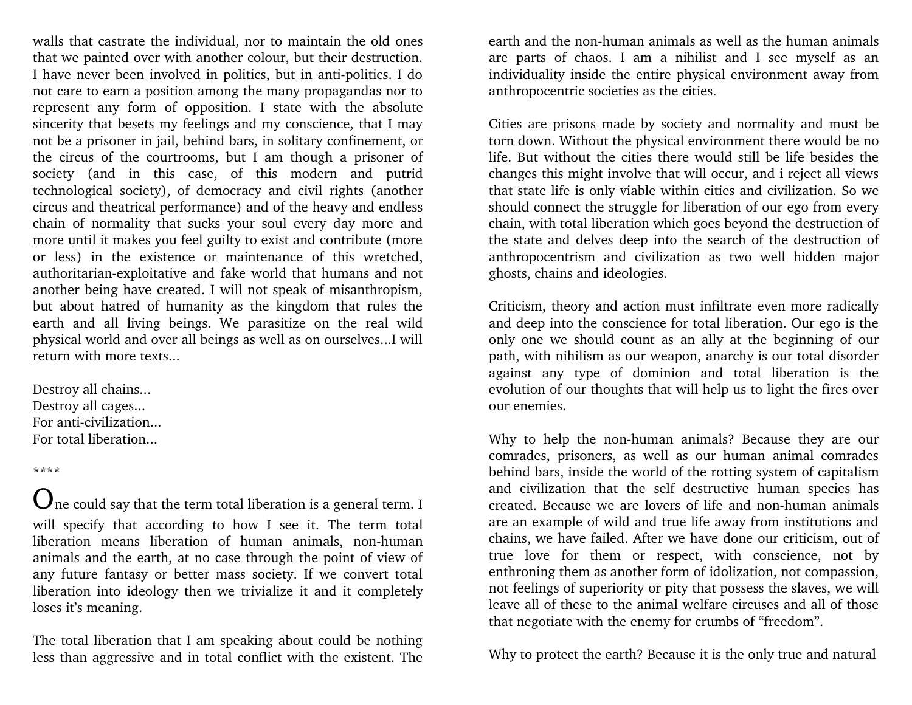walls that castrate the individual, nor to maintain the old ones that we painted over with another colour, but their destruction. I have never been involved in politics, but in anti-politics. I do not care to earn a position among the many propagandas nor to represent any form of opposition. I state with the absolute sincerity that besets my feelings and my conscience, that I may not be a prisoner in jail, behind bars, in solitary confinement, or the circus of the courtrooms, but I am though a prisoner of society (and in this case, of this modern and putrid technological society), of democracy and civil rights (another circus and theatrical performance) and of the heavy and endless chain of normality that sucks your soul every day more and more until it makes you feel guilty to exist and contribute (more or less) in the existence or maintenance of this wretched, authoritarian-exploitative and fake world that humans and not another being have created. I will not speak of misanthropism, but about hatred of humanity as the kingdom that rules the earth and all living beings. We parasitize on the real wild physical world and over all beings as well as on ourselves...I will return with more texts...

Destroy all chains...
Destroy all cages...
For anti-civilization...
For total liberation...

****

One could say that the term total liberation is a general term. I will specify that according to how I see it. The term total liberation means liberation of human animals, non-human animals and the earth, at no case through the point of view of any future fantasy or better mass society. If we convert total liberation into ideology then we trivialize it and it completely loses it's meaning.

The total liberation that I am speaking about could be nothing less than aggressive and in total conflict with the existent. The earth and the non-human animals as well as the human animals are parts of chaos. I am a nihilist and I see myself as an individuality inside the entire physical environment away from anthropocentric societies as the cities.

Cities are prisons made by society and normality and must be torn down. Without the physical environment there would be no life. But without the cities there would still be life besides the changes this might involve that will occur, and i reject all views that state life is only viable within cities and civilization. So we should connect the struggle for liberation of our ego from every chain, with total liberation which goes beyond the destruction of the state and delves deep into the search of the destruction of anthropocentrism and civilization as two well hidden major ghosts, chains and ideologies.

Criticism, theory and action must infiltrate even more radically and deep into the conscience for total liberation. Our ego is the only one we should count as an ally at the beginning of our path, with nihilism as our weapon, anarchy is our total disorder against any type of dominion and total liberation is the evolution of our thoughts that will help us to light the fires over our enemies.

Why to help the non-human animals? Because they are our comrades, prisoners, as well as our human animal comrades behind bars, inside the world of the rotting system of capitalism and civilization that the self destructive human species has created. Because we are lovers of life and non-human animals are an example of wild and true life away from institutions and chains, we have failed. After we have done our criticism, out of true love for them or respect, with conscience, not by enthroning them as another form of idolization, not compassion, not feelings of superiority or pity that possess the slaves, we will leave all of these to the animal welfare circuses and all of those that negotiate with the enemy for crumbs of "freedom".

Why to protect the earth? Because it is the only true and natural